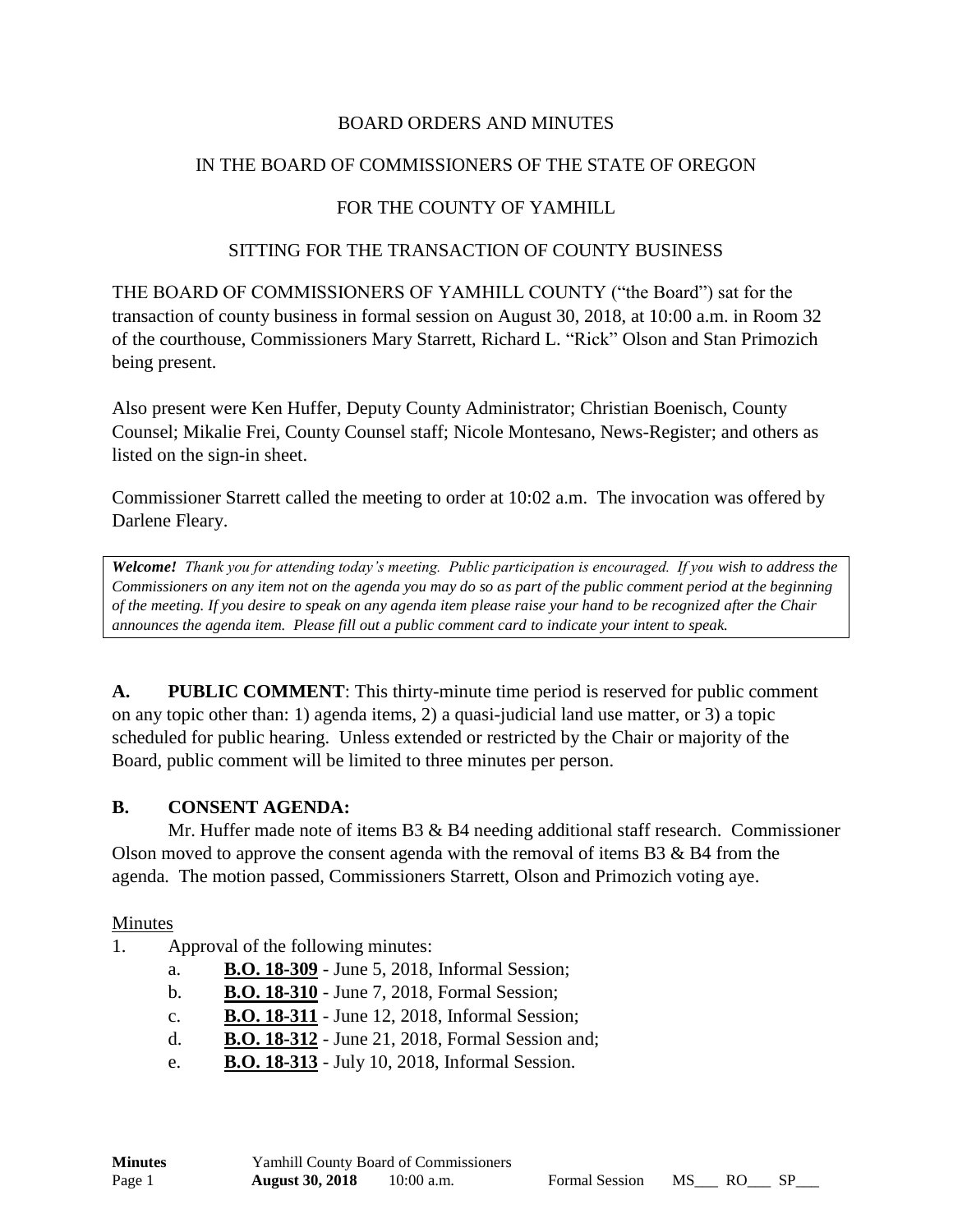BOARD ORDERS AND MINUTES

IN THE BOARD OF COMMISSIONERS OF THE STATE OF OREGON

FOR THE COUNTY OF YAMHILL

SITTING FOR THE TRANSACTION OF COUNTY BUSINESS

THE BOARD OF COMMISSIONERS OF YAMHILL COUNTY ("the Board") sat for the transaction of county business in formal session on August 30, 2018, at 10:00 a.m. in Room 32 of the courthouse, Commissioners Mary Starrett, Richard L. "Rick" Olson and Stan Primozich being present.

Also present were Ken Huffer, Deputy County Administrator; Christian Boenisch, County Counsel; Mikalie Frei, County Counsel staff; Nicole Montesano, News-Register; and others as listed on the sign-in sheet.

Commissioner Starrett called the meeting to order at 10:02 a.m. The invocation was offered by Darlene Fleary.

> ***Welcome!*** *Thank you for attending today's meeting. Public participation is encouraged. If you wish to address the Commissioners on any item not on the agenda you may do so as part of the public comment period at the beginning of the meeting. If you desire to speak on any agenda item please raise your hand to be recognized after the Chair announces the agenda item. Please fill out a public comment card to indicate your intent to speak.*

**A. PUBLIC COMMENT**: This thirty-minute time period is reserved for public comment on any topic other than: 1) agenda items, 2) a quasi-judicial land use matter, or 3) a topic scheduled for public hearing. Unless extended or restricted by the Chair or majority of the Board, public comment will be limited to three minutes per person.

**B. CONSENT AGENDA:**

Mr. Huffer made note of items B3 & B4 needing additional staff research. Commissioner Olson moved to approve the consent agenda with the removal of items B3 & B4 from the agenda. The motion passed, Commissioners Starrett, Olson and Primozich voting aye.

Minutes

1. Approval of the following minutes:
   a. **B.O. 18-309** - June 5, 2018, Informal Session;
   b. **B.O. 18-310** - June 7, 2018, Formal Session;
   c. **B.O. 18-311** - June 12, 2018, Informal Session;
   d. **B.O. 18-312** - June 21, 2018, Formal Session and;
   e. **B.O. 18-313** - July 10, 2018, Informal Session.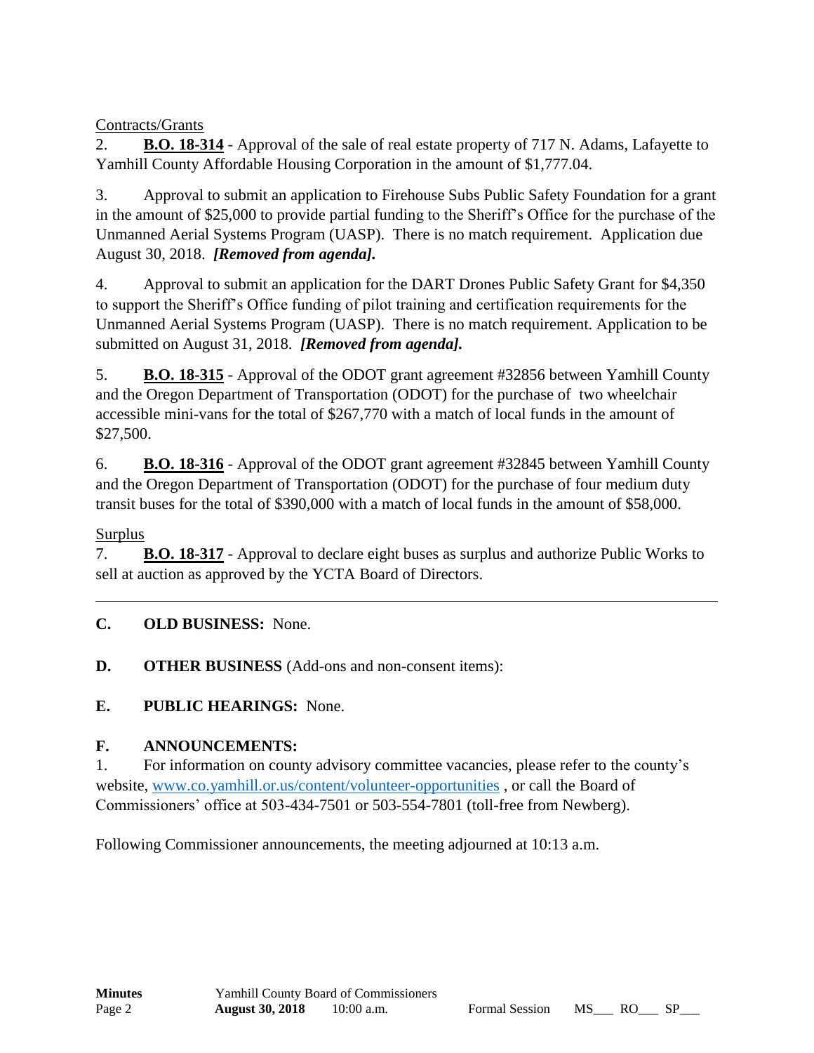Contracts/Grants

2. **B.O. 18-314** - Approval of the sale of real estate property of 717 N. Adams, Lafayette to Yamhill County Affordable Housing Corporation in the amount of $1,777.04.

3. Approval to submit an application to Firehouse Subs Public Safety Foundation for a grant in the amount of $25,000 to provide partial funding to the Sheriff's Office for the purchase of the Unmanned Aerial Systems Program (UASP). There is no match requirement. Application due August 30, 2018. ***[Removed from agenda].***

4. Approval to submit an application for the DART Drones Public Safety Grant for $4,350 to support the Sheriff's Office funding of pilot training and certification requirements for the Unmanned Aerial Systems Program (UASP). There is no match requirement. Application to be submitted on August 31, 2018. ***[Removed from agenda].***

5. **B.O. 18-315** - Approval of the ODOT grant agreement #32856 between Yamhill County and the Oregon Department of Transportation (ODOT) for the purchase of two wheelchair accessible mini-vans for the total of $267,770 with a match of local funds in the amount of $27,500.

6. **B.O. 18-316** - Approval of the ODOT grant agreement #32845 between Yamhill County and the Oregon Department of Transportation (ODOT) for the purchase of four medium duty transit buses for the total of $390,000 with a match of local funds in the amount of $58,000.

Surplus

7. **B.O. 18-317** - Approval to declare eight buses as surplus and authorize Public Works to sell at auction as approved by the YCTA Board of Directors.

---

**C. OLD BUSINESS:** None.

**D. OTHER BUSINESS** (Add-ons and non-consent items):

**E. PUBLIC HEARINGS:** None.

**F. ANNOUNCEMENTS:**

1. For information on county advisory committee vacancies, please refer to the county's website, www.co.yamhill.or.us/content/volunteer-opportunities , or call the Board of Commissioners' office at 503-434-7501 or 503-554-7801 (toll-free from Newberg).

Following Commissioner announcements, the meeting adjourned at 10:13 a.m.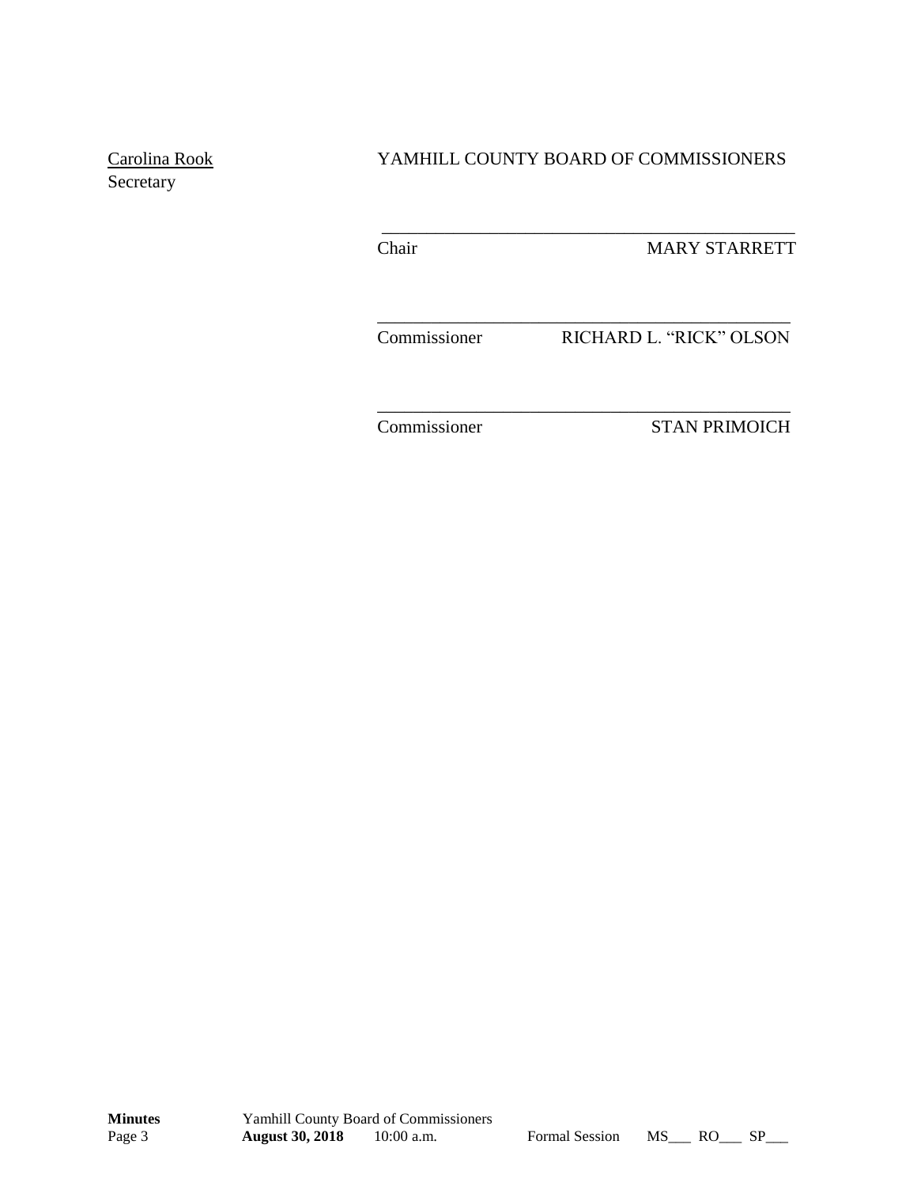Carolina Rook
Secretary

YAMHILL COUNTY BOARD OF COMMISSIONERS

\_\_\_\_\_\_\_\_\_\_\_\_\_\_\_\_\_\_\_\_\_\_\_\_\_\_\_\_\_\_\_\_\_\_\_\_\_\_\_\_\_\_\_\_
Chair MARY STARRETT

\_\_\_\_\_\_\_\_\_\_\_\_\_\_\_\_\_\_\_\_\_\_\_\_\_\_\_\_\_\_\_\_\_\_\_\_\_\_\_\_\_\_\_\_
Commissioner RICHARD L. "RICK" OLSON

\_\_\_\_\_\_\_\_\_\_\_\_\_\_\_\_\_\_\_\_\_\_\_\_\_\_\_\_\_\_\_\_\_\_\_\_\_\_\_\_\_\_\_\_
Commissioner STAN PRIMOICH